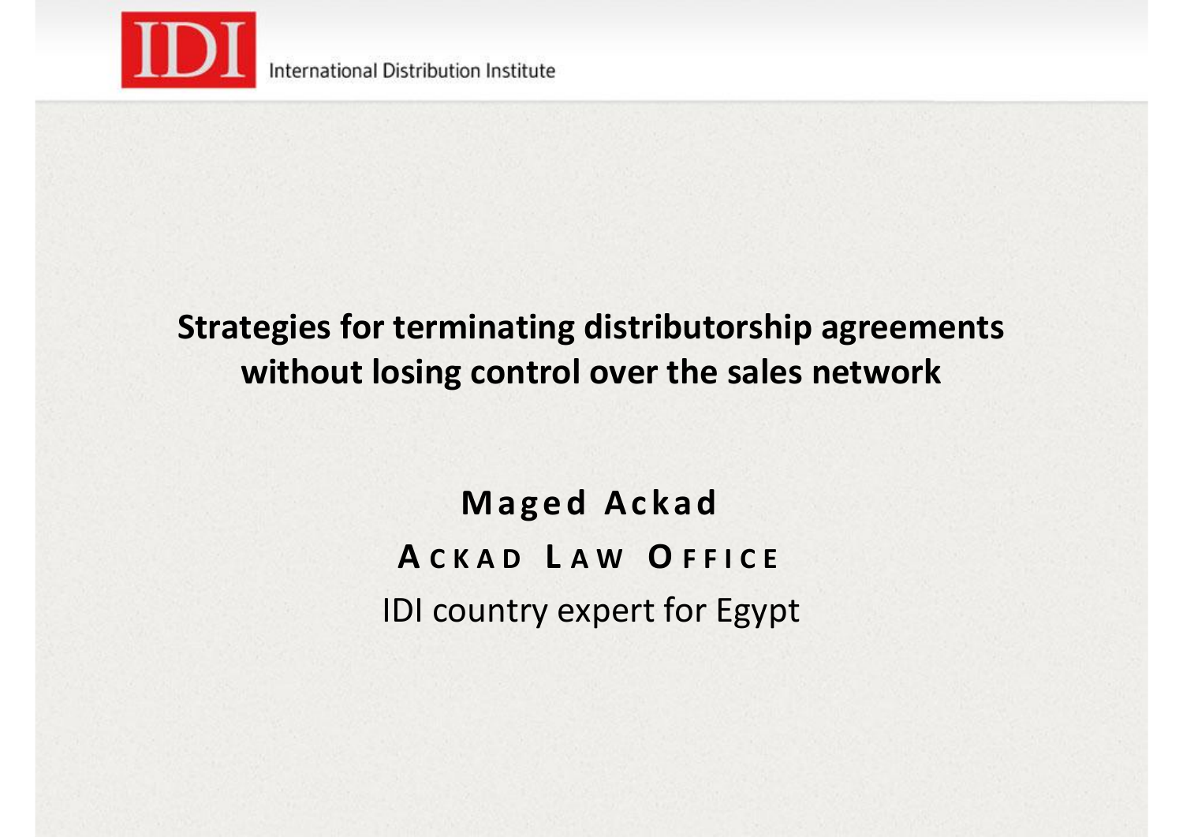# Strategies for terminating distributorship agreements without losing control over the sales network

**Maged Ackad**

**ACKAD LAW OFFICE**

IDI country expert for Egypt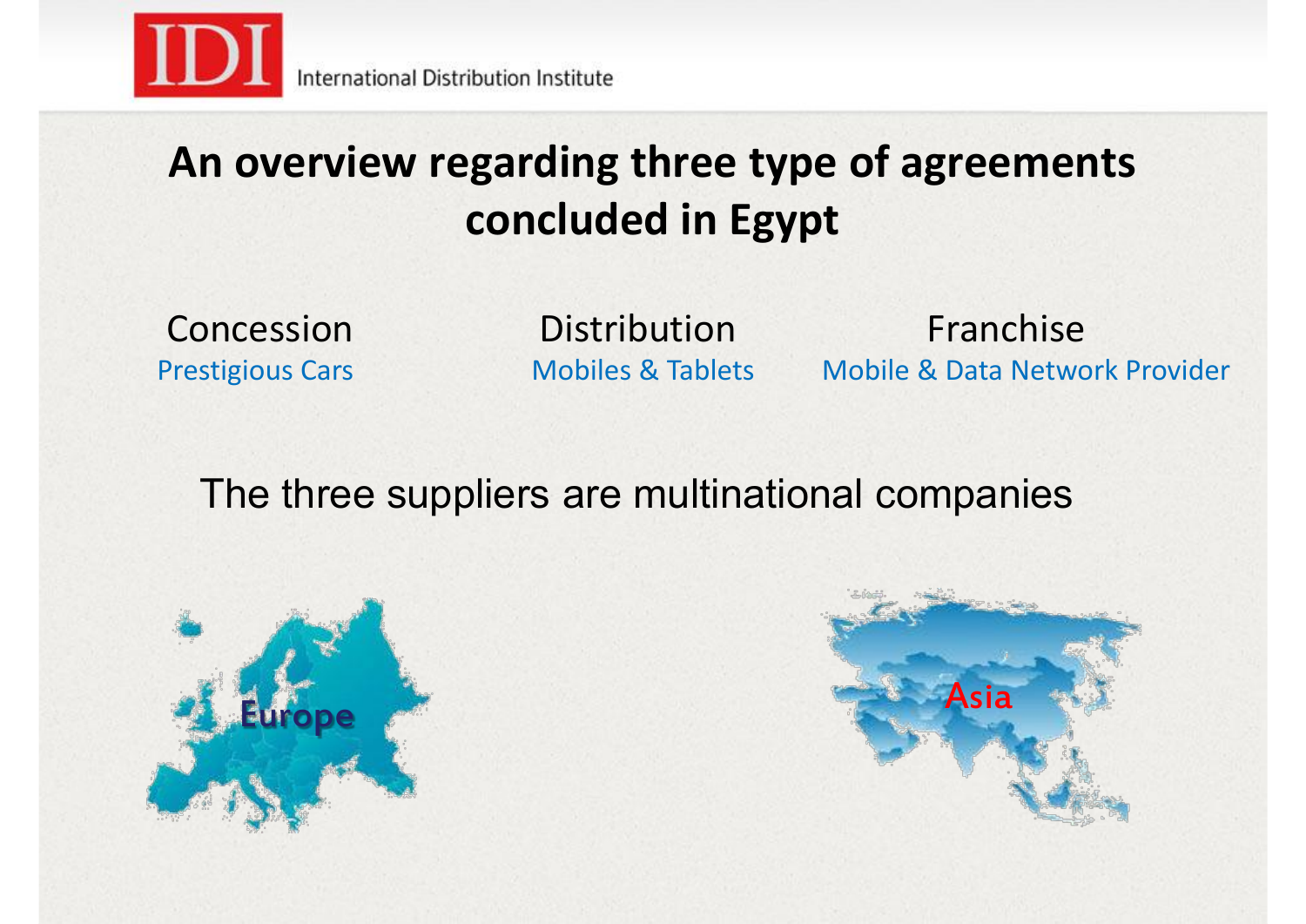# An overview regarding three type of agreements concluded in Egypt

| Concession | Distribution | Franchise |
| --- | --- | --- |
| Prestigious Cars | Mobiles & Tablets | Mobile & Data Network Provider |

The three suppliers are multinational companies

Europe

Asia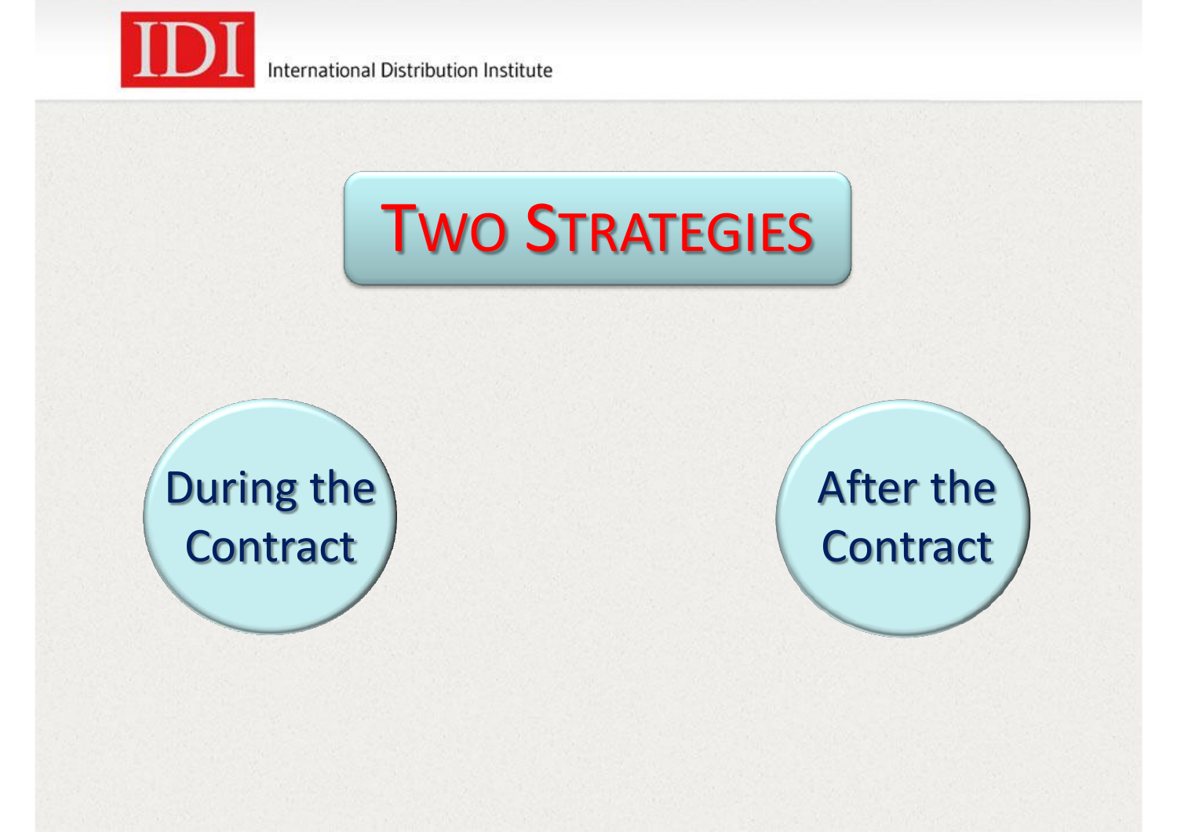# Two Strategies

During the Contract

After the Contract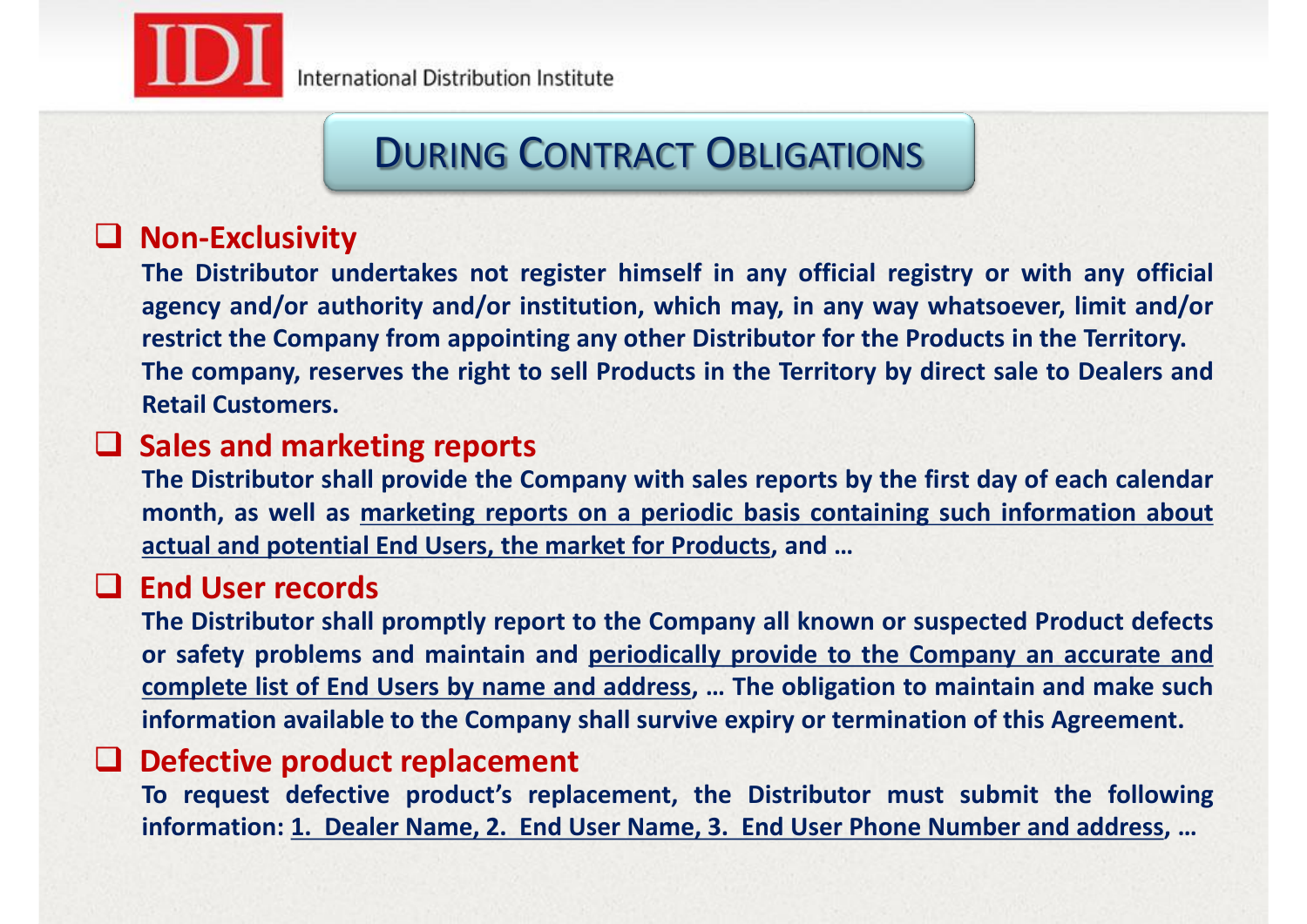# During Contract Obligations

## Non-Exclusivity

**The Distributor undertakes not register himself in any official registry or with any official agency and/or authority and/or institution, which may, in any way whatsoever, limit and/or restrict the Company from appointing any other Distributor for the Products in the Territory.**
**The company, reserves the right to sell Products in the Territory by direct sale to Dealers and Retail Customers.**

## Sales and marketing reports

**The Distributor shall provide the Company with sales reports by the first day of each calendar month, as well as marketing reports on a periodic basis containing such information about actual and potential End Users, the market for Products, and …**

## End User records

**The Distributor shall promptly report to the Company all known or suspected Product defects or safety problems and maintain and periodically provide to the Company an accurate and complete list of End Users by name and address, … The obligation to maintain and make such information available to the Company shall survive expiry or termination of this Agreement.**

## Defective product replacement

**To request defective product's replacement, the Distributor must submit the following information: 1. Dealer Name, 2. End User Name, 3. End User Phone Number and address, …**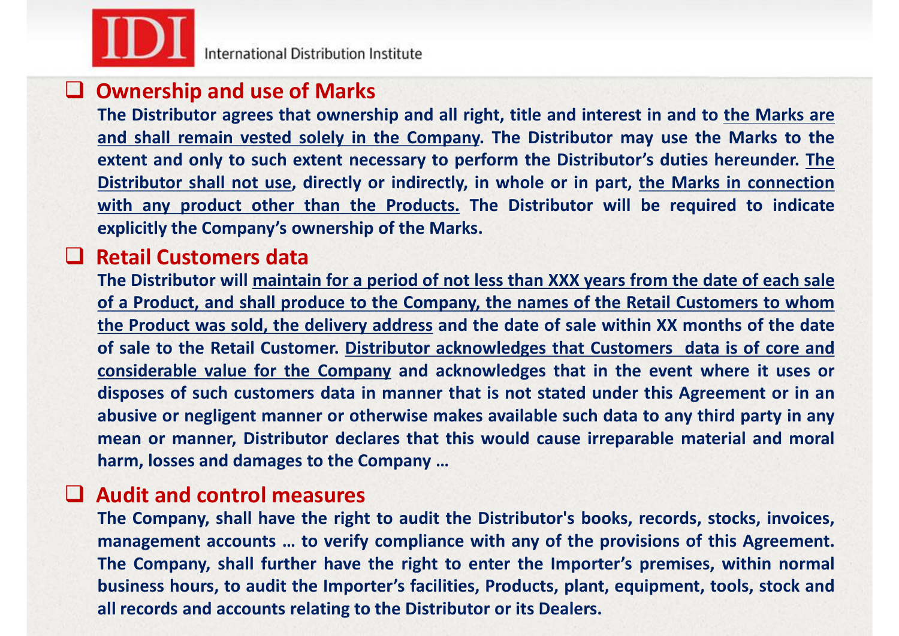## Ownership and use of Marks

**The Distributor agrees that ownership and all right, title and interest in and to the Marks are and shall remain vested solely in the Company. The Distributor may use the Marks to the extent and only to such extent necessary to perform the Distributor's duties hereunder. The Distributor shall not use, directly or indirectly, in whole or in part, the Marks in connection with any product other than the Products. The Distributor will be required to indicate explicitly the Company's ownership of the Marks.**

## Retail Customers data

**The Distributor will maintain for a period of not less than XXX years from the date of each sale of a Product, and shall produce to the Company, the names of the Retail Customers to whom the Product was sold, the delivery address and the date of sale within XX months of the date of sale to the Retail Customer. Distributor acknowledges that Customers data is of core and considerable value for the Company and acknowledges that in the event where it uses or disposes of such customers data in manner that is not stated under this Agreement or in an abusive or negligent manner or otherwise makes available such data to any third party in any mean or manner, Distributor declares that this would cause irreparable material and moral harm, losses and damages to the Company …**

## Audit and control measures

**The Company, shall have the right to audit the Distributor's books, records, stocks, invoices, management accounts … to verify compliance with any of the provisions of this Agreement. The Company, shall further have the right to enter the Importer's premises, within normal business hours, to audit the Importer's facilities, Products, plant, equipment, tools, stock and all records and accounts relating to the Distributor or its Dealers.**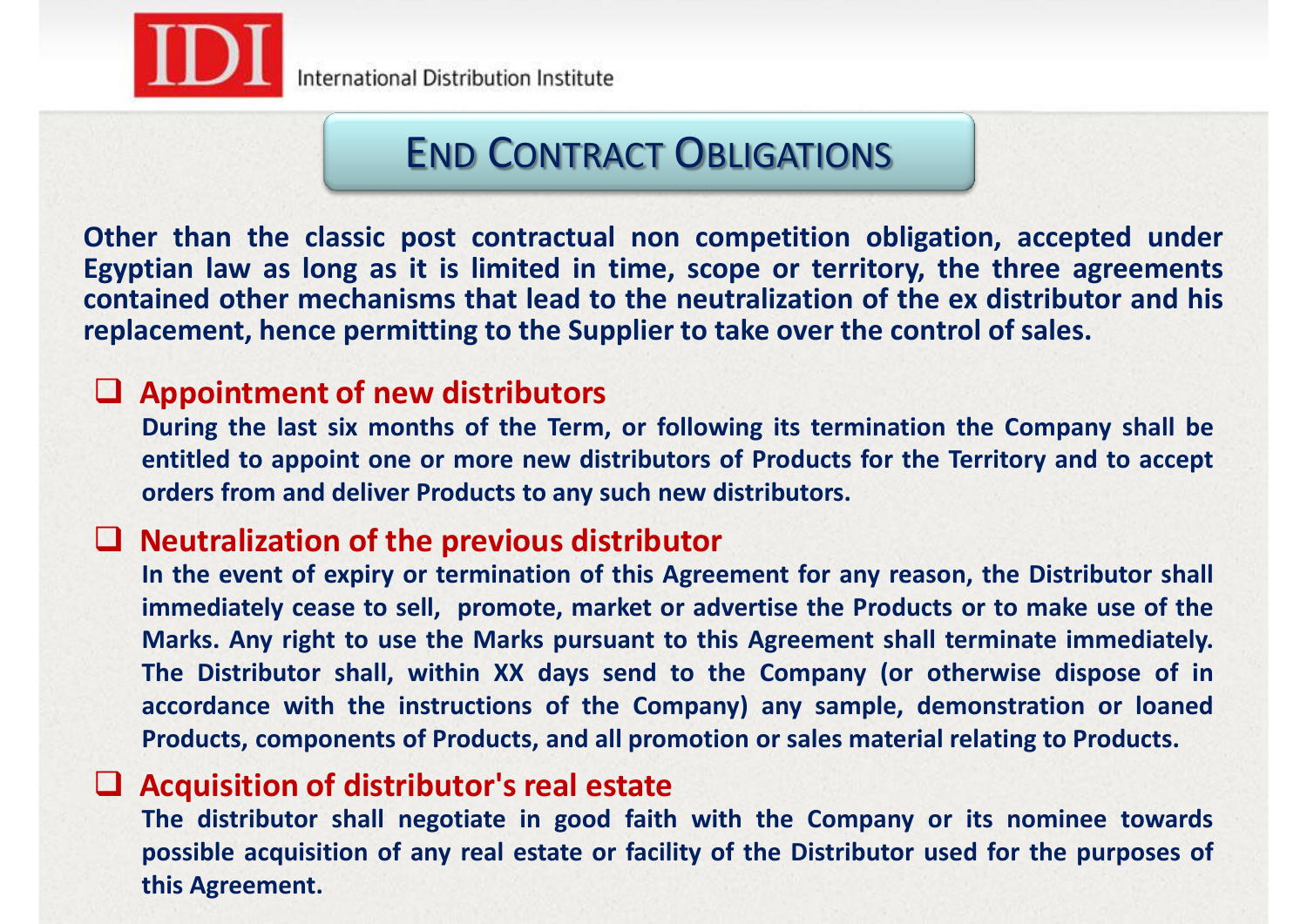# End Contract Obligations

**Other than the classic post contractual non competition obligation, accepted under Egyptian law as long as it is limited in time, scope or territory, the three agreements contained other mechanisms that lead to the neutralization of the ex distributor and his replacement, hence permitting to the Supplier to take over the control of sales.**

- **Appointment of new distributors**

  **During the last six months of the Term, or following its termination the Company shall be entitled to appoint one or more new distributors of Products for the Territory and to accept orders from and deliver Products to any such new distributors.**

- **Neutralization of the previous distributor**

  **In the event of expiry or termination of this Agreement for any reason, the Distributor shall immediately cease to sell, promote, market or advertise the Products or to make use of the Marks. Any right to use the Marks pursuant to this Agreement shall terminate immediately. The Distributor shall, within XX days send to the Company (or otherwise dispose of in accordance with the instructions of the Company) any sample, demonstration or loaned Products, components of Products, and all promotion or sales material relating to Products.**

- **Acquisition of distributor's real estate**

  **The distributor shall negotiate in good faith with the Company or its nominee towards possible acquisition of any real estate or facility of the Distributor used for the purposes of this Agreement.**